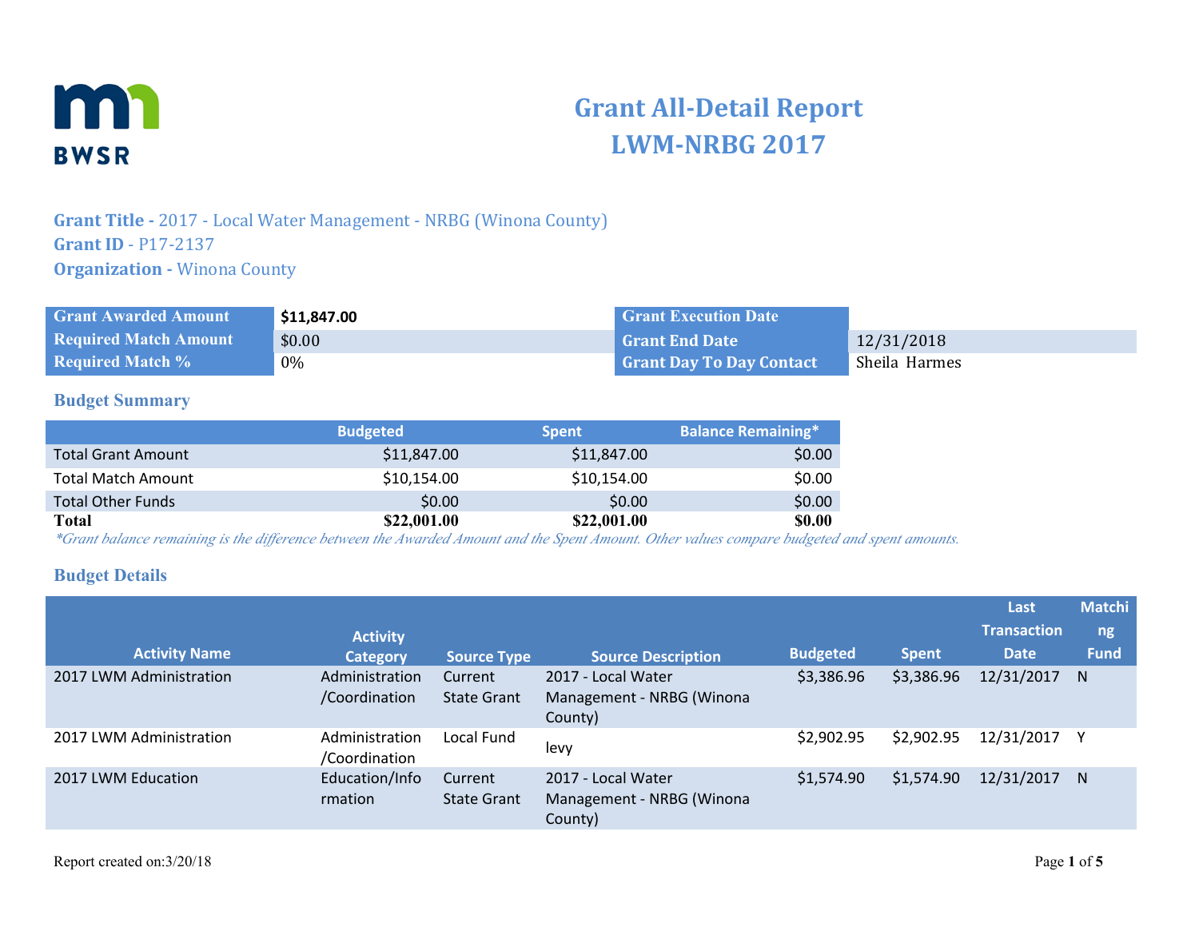# Grant All-Detail Report
# LWM-NRBG 2017

**Grant Title -** 2017 - Local Water Management - NRBG (Winona County)
**Grant ID -** P17-2137
**Organization -** Winona County

| | | | |
|---|---|---|---|
| **Grant Awarded Amount** | **$11,847.00** | **Grant Execution Date** | |
| **Required Match Amount** | $0.00 | **Grant End Date** | 12/31/2018 |
| **Required Match %** | 0% | **Grant Day To Day Contact** | Sheila Harmes |

## Budget Summary

| | Budgeted | Spent | Balance Remaining* |
|---|---|---|---|
| Total Grant Amount | $11,847.00 | $11,847.00 | $0.00 |
| Total Match Amount | $10,154.00 | $10,154.00 | $0.00 |
| Total Other Funds | $0.00 | $0.00 | $0.00 |
| **Total** | **$22,001.00** | **$22,001.00** | **$0.00** |

*\*Grant balance remaining is the difference between the Awarded Amount and the Spent Amount. Other values compare budgeted and spent amounts.*

## Budget Details

| Activity Name | Activity Category | Source Type | Source Description | Budgeted | Spent | Last Transaction Date | Matching Fund |
|---|---|---|---|---|---|---|---|
| 2017 LWM Administration | Administration /Coordination | Current State Grant | 2017 - Local Water Management - NRBG (Winona County) | $3,386.96 | $3,386.96 | 12/31/2017 | N |
| 2017 LWM Administration | Administration /Coordination | Local Fund | levy | $2,902.95 | $2,902.95 | 12/31/2017 | Y |
| 2017 LWM Education | Education/Information | Current State Grant | 2017 - Local Water Management - NRBG (Winona County) | $1,574.90 | $1,574.90 | 12/31/2017 | N |

Report created on:3/20/18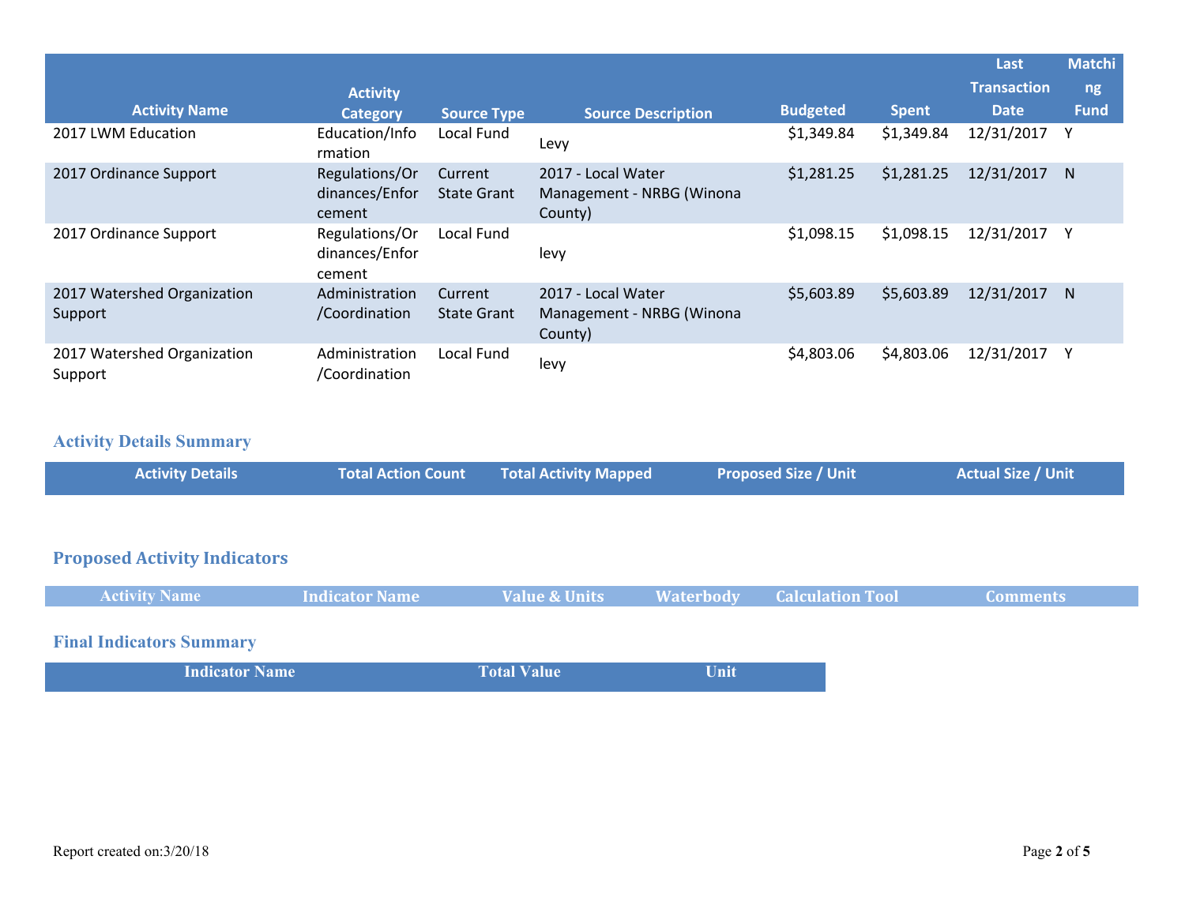| Activity Name | Activity Category | Source Type | Source Description | Budgeted | Spent | Last Transaction Date | Matching Fund |
|---|---|---|---|---|---|---|---|
| 2017 LWM Education | Education/Information | Local Fund | Levy | $1,349.84 | $1,349.84 | 12/31/2017 | Y |
| 2017 Ordinance Support | Regulations/Ordinances/Enforcement | Current State Grant | 2017 - Local Water Management - NRBG (Winona County) | $1,281.25 | $1,281.25 | 12/31/2017 | N |
| 2017 Ordinance Support | Regulations/Ordinances/Enforcement | Local Fund | levy | $1,098.15 | $1,098.15 | 12/31/2017 | Y |
| 2017 Watershed Organization Support | Administration/Coordination | Current State Grant | 2017 - Local Water Management - NRBG (Winona County) | $5,603.89 | $5,603.89 | 12/31/2017 | N |
| 2017 Watershed Organization Support | Administration/Coordination | Local Fund | levy | $4,803.06 | $4,803.06 | 12/31/2017 | Y |

## Activity Details Summary

| Activity Details | Total Action Count | Total Activity Mapped | Proposed Size / Unit | Actual Size / Unit |
|---|---|---|---|---|

## Proposed Activity Indicators

| Activity Name | Indicator Name | Value & Units | Waterbody | Calculation Tool | Comments |
|---|---|---|---|---|---|

## Final Indicators Summary

| Indicator Name | Total Value | Unit |
|---|---|---|

Report created on:3/20/18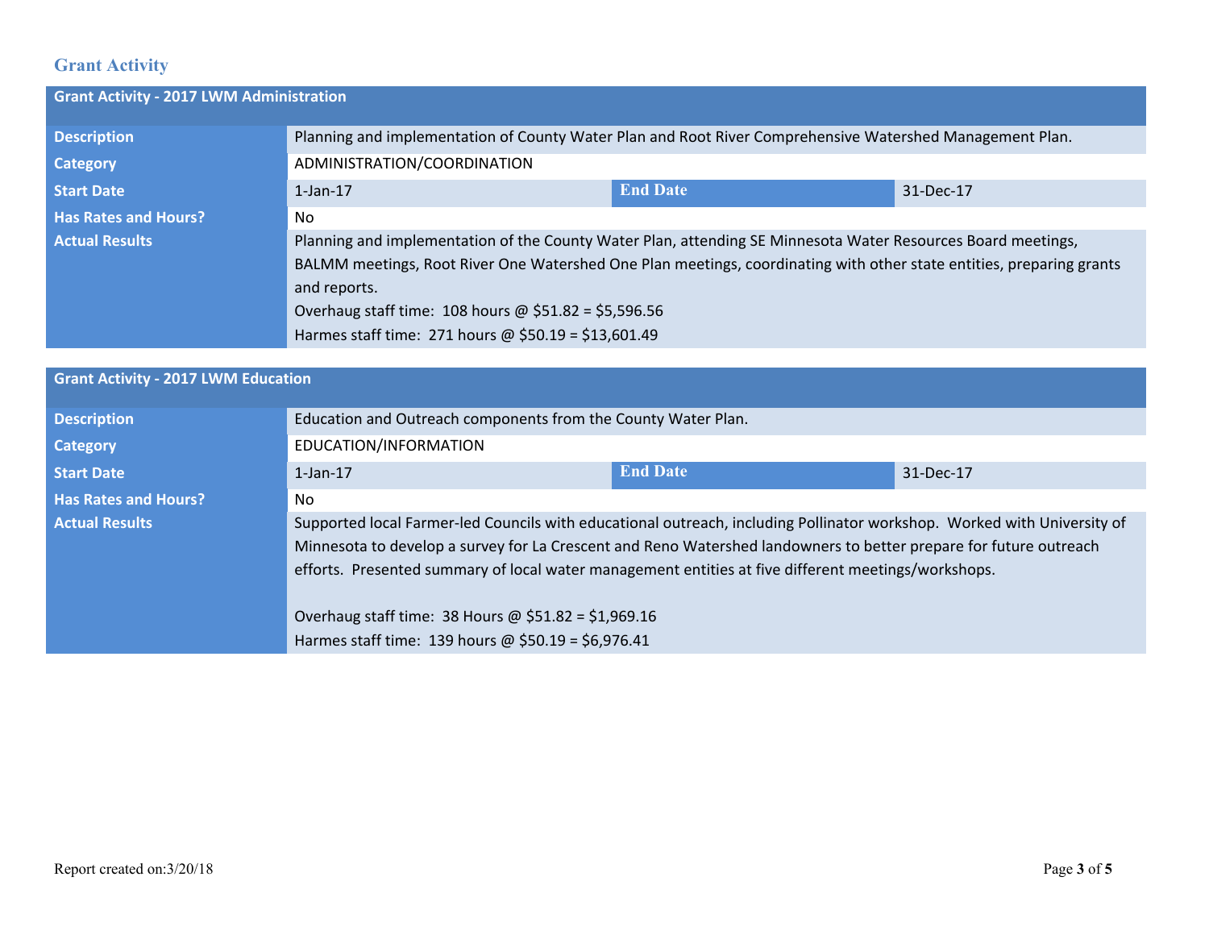## Grant Activity

| Grant Activity - 2017 LWM Administration | | | |
|---|---|---|---|
| **Description** | Planning and implementation of County Water Plan and Root River Comprehensive Watershed Management Plan. | | |
| **Category** | ADMINISTRATION/COORDINATION | | |
| **Start Date** | 1-Jan-17 | **End Date** | 31-Dec-17 |
| **Has Rates and Hours?** | No | | |
| **Actual Results** | Planning and implementation of the County Water Plan, attending SE Minnesota Water Resources Board meetings, BALMM meetings, Root River One Watershed One Plan meetings, coordinating with other state entities, preparing grants and reports.<br>Overhaug staff time: 108 hours @ $51.82 = $5,596.56<br>Harmes staff time: 271 hours @ $50.19 = $13,601.49 | | |

| Grant Activity - 2017 LWM Education | | | |
|---|---|---|---|
| **Description** | Education and Outreach components from the County Water Plan. | | |
| **Category** | EDUCATION/INFORMATION | | |
| **Start Date** | 1-Jan-17 | **End Date** | 31-Dec-17 |
| **Has Rates and Hours?** | No | | |
| **Actual Results** | Supported local Farmer-led Councils with educational outreach, including Pollinator workshop. Worked with University of Minnesota to develop a survey for La Crescent and Reno Watershed landowners to better prepare for future outreach efforts. Presented summary of local water management entities at five different meetings/workshops.<br><br>Overhaug staff time: 38 Hours @ $51.82 = $1,969.16<br>Harmes staff time: 139 hours @ $50.19 = $6,976.41 | | |

Report created on:3/20/18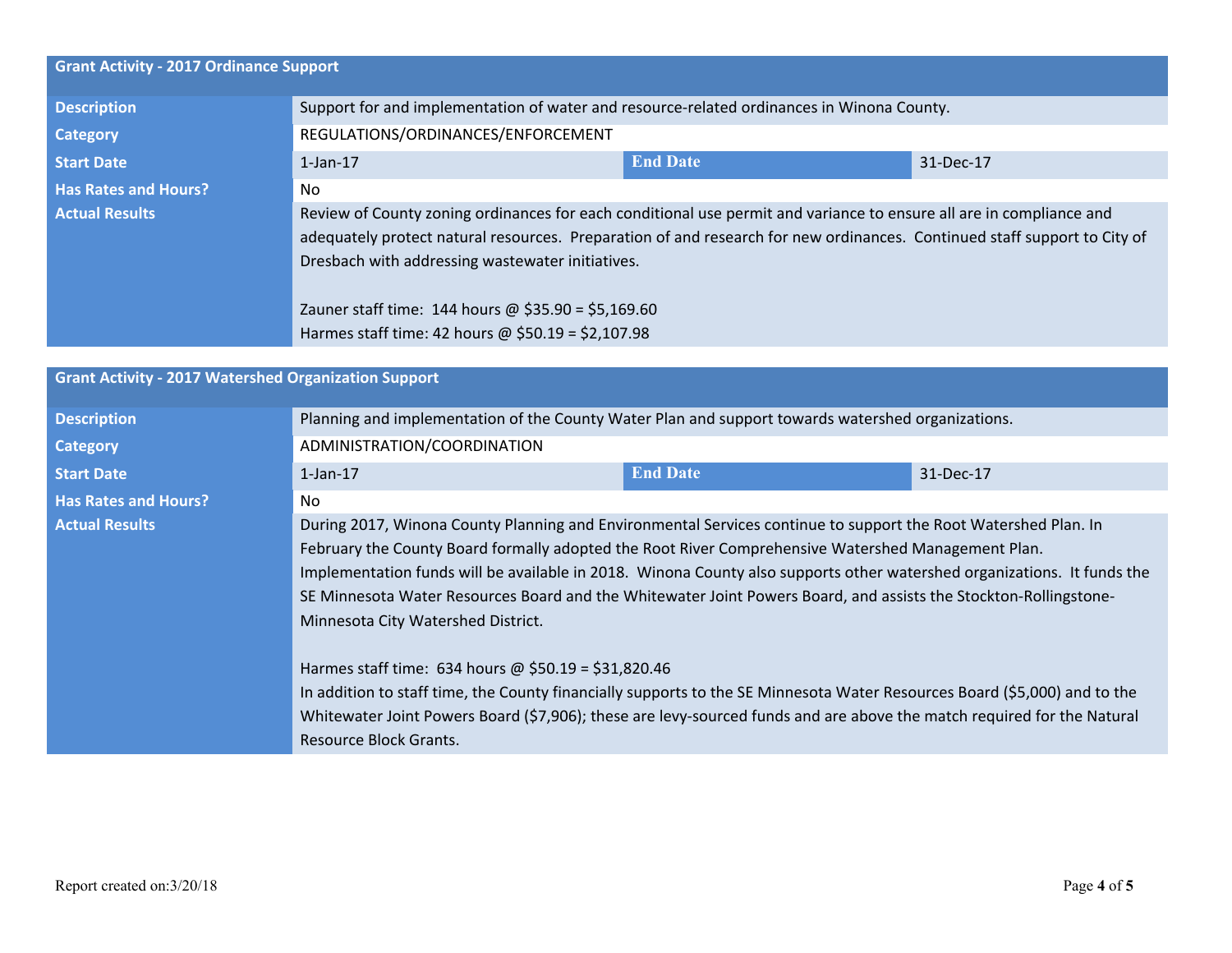| Grant Activity - 2017 Ordinance Support | | | |
|---|---|---|---|
| **Description** | Support for and implementation of water and resource-related ordinances in Winona County. | | |
| **Category** | REGULATIONS/ORDINANCES/ENFORCEMENT | | |
| **Start Date** | 1-Jan-17 | **End Date** | 31-Dec-17 |
| **Has Rates and Hours?** | No | | |
| **Actual Results** | Review of County zoning ordinances for each conditional use permit and variance to ensure all are in compliance and adequately protect natural resources. Preparation of and research for new ordinances. Continued staff support to City of Dresbach with addressing wastewater initiatives.<br><br>Zauner staff time: 144 hours @ $35.90 = $5,169.60<br>Harmes staff time: 42 hours @ $50.19 = $2,107.98 | | |

| Grant Activity - 2017 Watershed Organization Support | | | |
|---|---|---|---|
| **Description** | Planning and implementation of the County Water Plan and support towards watershed organizations. | | |
| **Category** | ADMINISTRATION/COORDINATION | | |
| **Start Date** | 1-Jan-17 | **End Date** | 31-Dec-17 |
| **Has Rates and Hours?** | No | | |
| **Actual Results** | During 2017, Winona County Planning and Environmental Services continue to support the Root Watershed Plan. In February the County Board formally adopted the Root River Comprehensive Watershed Management Plan. Implementation funds will be available in 2018. Winona County also supports other watershed organizations. It funds the SE Minnesota Water Resources Board and the Whitewater Joint Powers Board, and assists the Stockton-Rollingstone-Minnesota City Watershed District.<br><br>Harmes staff time: 634 hours @ $50.19 = $31,820.46<br>In addition to staff time, the County financially supports to the SE Minnesota Water Resources Board ($5,000) and to the Whitewater Joint Powers Board ($7,906); these are levy-sourced funds and are above the match required for the Natural Resource Block Grants. | | |

Report created on:3/20/18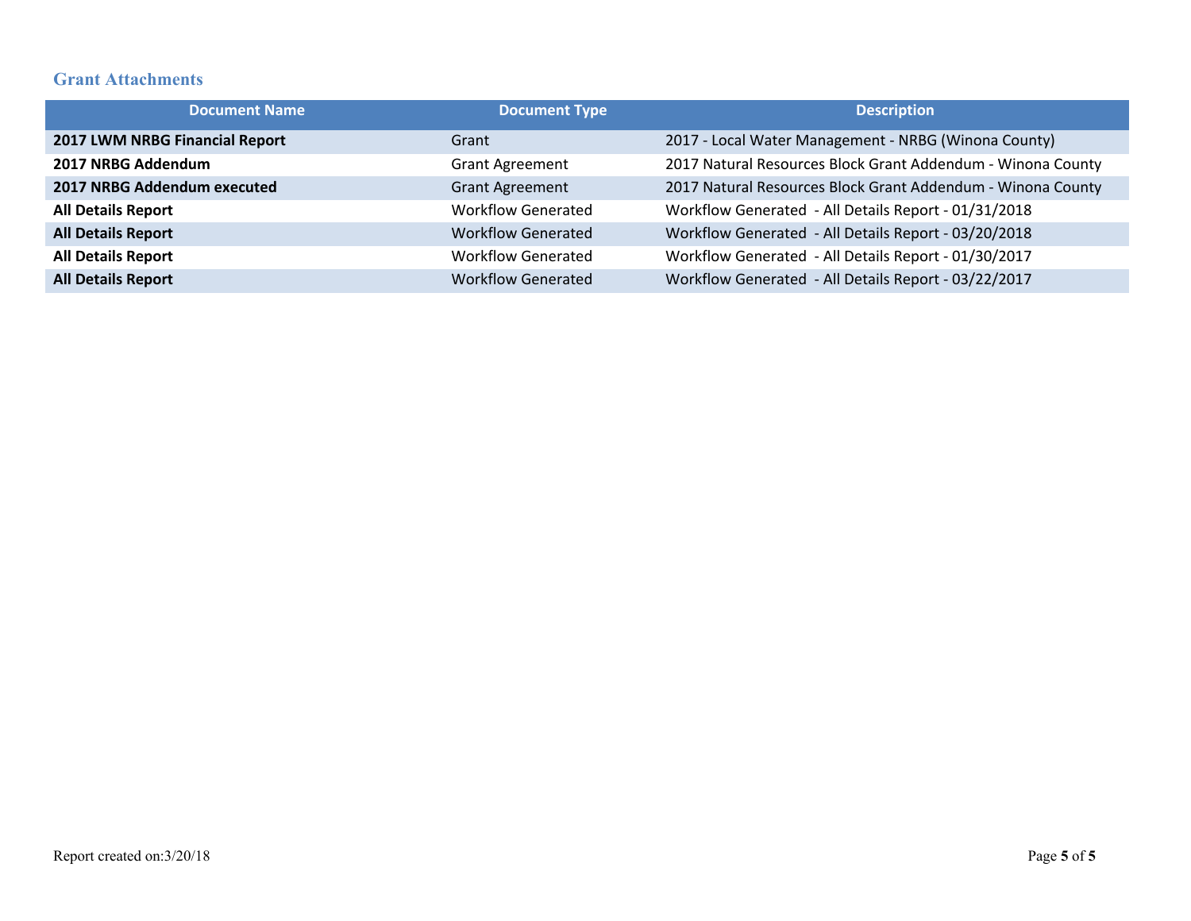## Grant Attachments

| Document Name | Document Type | Description |
| --- | --- | --- |
| **2017 LWM NRBG Financial Report** | Grant | 2017 - Local Water Management - NRBG (Winona County) |
| **2017 NRBG Addendum** | Grant Agreement | 2017 Natural Resources Block Grant Addendum - Winona County |
| **2017 NRBG Addendum executed** | Grant Agreement | 2017 Natural Resources Block Grant Addendum - Winona County |
| **All Details Report** | Workflow Generated | Workflow Generated - All Details Report - 01/31/2018 |
| **All Details Report** | Workflow Generated | Workflow Generated - All Details Report - 03/20/2018 |
| **All Details Report** | Workflow Generated | Workflow Generated - All Details Report - 01/30/2017 |
| **All Details Report** | Workflow Generated | Workflow Generated - All Details Report - 03/22/2017 |

Report created on:3/20/18